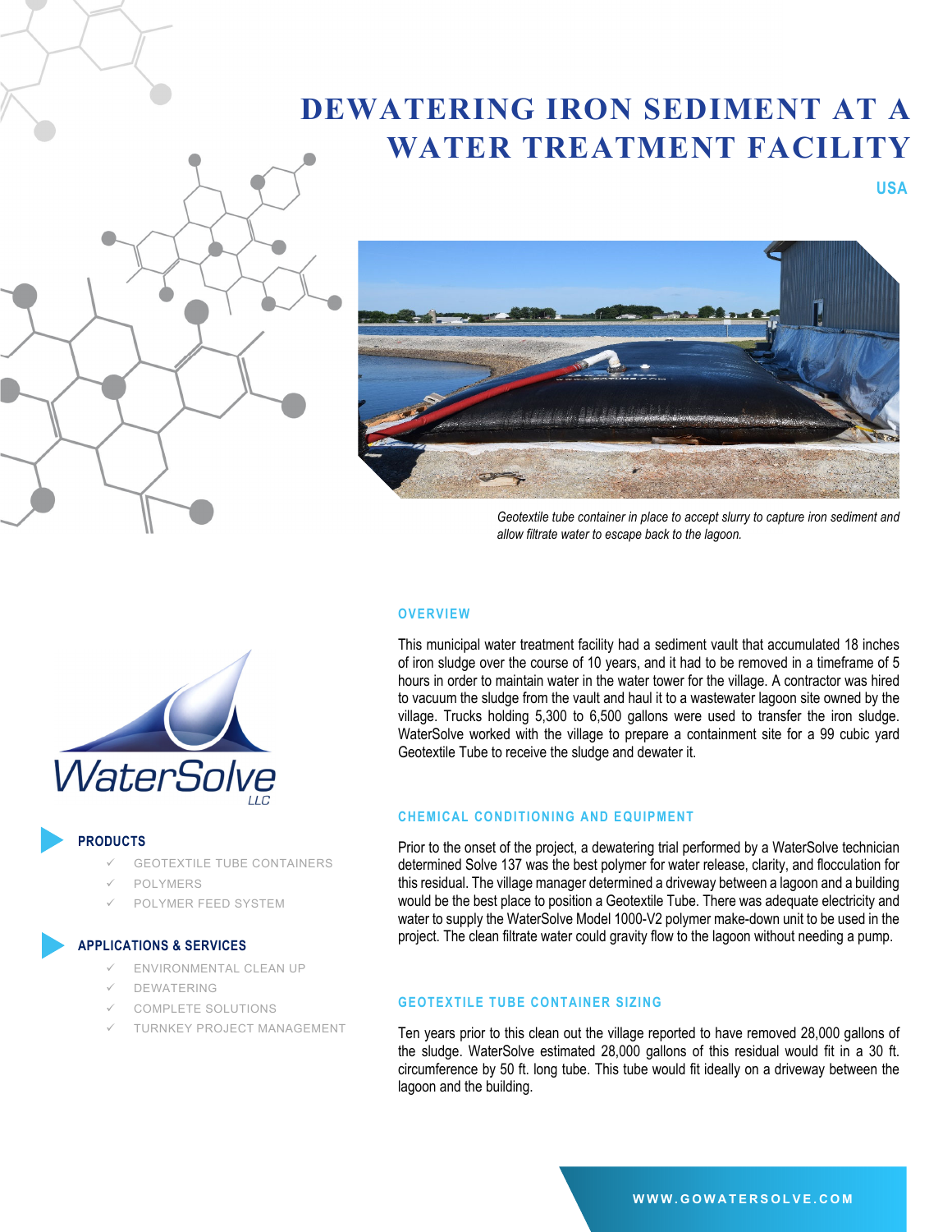# DEWATERING IRON SEDIMENT AT A WATER TREATMENT FACILITY

**USA**

*Geotextile tube container in place to accept slurry to capture iron sediment and allow filtrate water to escape back to the lagoon.*

WaterSolve LLC

**PRODUCTS**

- ✓ GEOTEXTILE TUBE CONTAINERS
- ✓ POLYMERS
- ✓ POLYMER FEED SYSTEM

**APPLICATIONS & SERVICES**

- ✓ ENVIRONMENTAL CLEAN UP
- ✓ DEWATERING
- ✓ COMPLETE SOLUTIONS
- ✓ TURNKEY PROJECT MANAGEMENT

## OVERVIEW

This municipal water treatment facility had a sediment vault that accumulated 18 inches of iron sludge over the course of 10 years, and it had to be removed in a timeframe of 5 hours in order to maintain water in the water tower for the village. A contractor was hired to vacuum the sludge from the vault and haul it to a wastewater lagoon site owned by the village. Trucks holding 5,300 to 6,500 gallons were used to transfer the iron sludge. WaterSolve worked with the village to prepare a containment site for a 99 cubic yard Geotextile Tube to receive the sludge and dewater it.

## CHEMICAL CONDITIONING AND EQUIPMENT

Prior to the onset of the project, a dewatering trial performed by a WaterSolve technician determined Solve 137 was the best polymer for water release, clarity, and flocculation for this residual. The village manager determined a driveway between a lagoon and a building would be the best place to position a Geotextile Tube. There was adequate electricity and water to supply the WaterSolve Model 1000-V2 polymer make-down unit to be used in the project. The clean filtrate water could gravity flow to the lagoon without needing a pump.

## GEOTEXTILE TUBE CONTAINER SIZING

Ten years prior to this clean out the village reported to have removed 28,000 gallons of the sludge. WaterSolve estimated 28,000 gallons of this residual would fit in a 30 ft. circumference by 50 ft. long tube. This tube would fit ideally on a driveway between the lagoon and the building.

WWW.GOWATERSOLVE.COM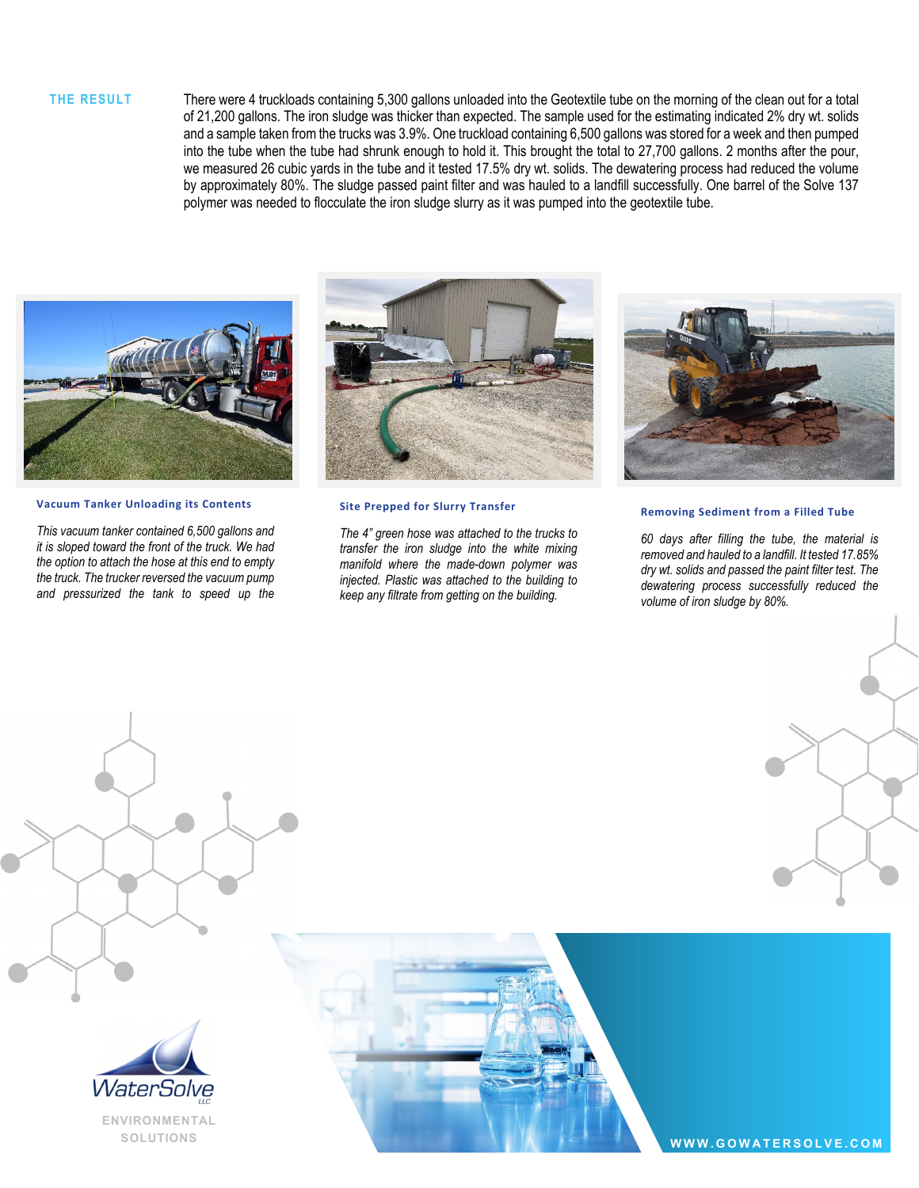## THE RESULT

There were 4 truckloads containing 5,300 gallons unloaded into the Geotextile tube on the morning of the clean out for a total of 21,200 gallons. The iron sludge was thicker than expected. The sample used for the estimating indicated 2% dry wt. solids and a sample taken from the trucks was 3.9%. One truckload containing 6,500 gallons was stored for a week and then pumped into the tube when the tube had shrunk enough to hold it. This brought the total to 27,700 gallons. 2 months after the pour, we measured 26 cubic yards in the tube and it tested 17.5% dry wt. solids. The dewatering process had reduced the volume by approximately 80%. The sludge passed paint filter and was hauled to a landfill successfully. One barrel of the Solve 137 polymer was needed to flocculate the iron sludge slurry as it was pumped into the geotextile tube.

**Vacuum Tanker Unloading its Contents**

*This vacuum tanker contained 6,500 gallons and it is sloped toward the front of the truck. We had the option to attach the hose at this end to empty the truck. The trucker reversed the vacuum pump and pressurized the tank to speed up the*

**Site Prepped for Slurry Transfer**

*The 4" green hose was attached to the trucks to transfer the iron sludge into the white mixing manifold where the made-down polymer was injected. Plastic was attached to the building to keep any filtrate from getting on the building.*

**Removing Sediment from a Filled Tube**

*60 days after filling the tube, the material is removed and hauled to a landfill. It tested 17.85% dry wt. solids and passed the paint filter test. The dewatering process successfully reduced the volume of iron sludge by 80%.*

WaterSolve LLC

ENVIRONMENTAL SOLUTIONS

WWW.GOWATERSOLVE.COM